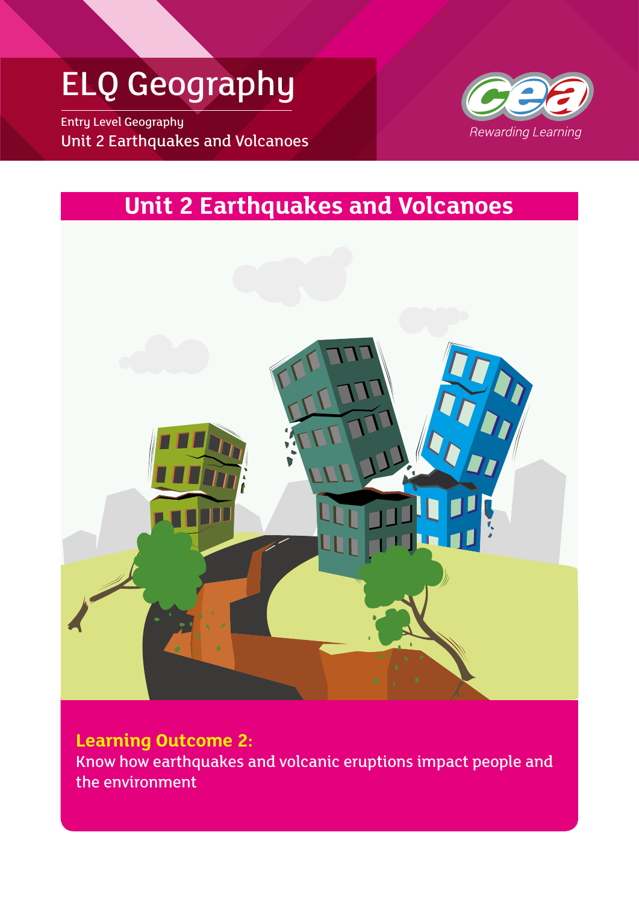# ELQ Geography

Entry Level Geography

Unit 2 Earthquakes and Volcanoes

Rewarding Learning

## Unit 2 Earthquakes and Volcanoes

**Learning Outcome 2:**

Know how earthquakes and volcanic eruptions impact people and the environment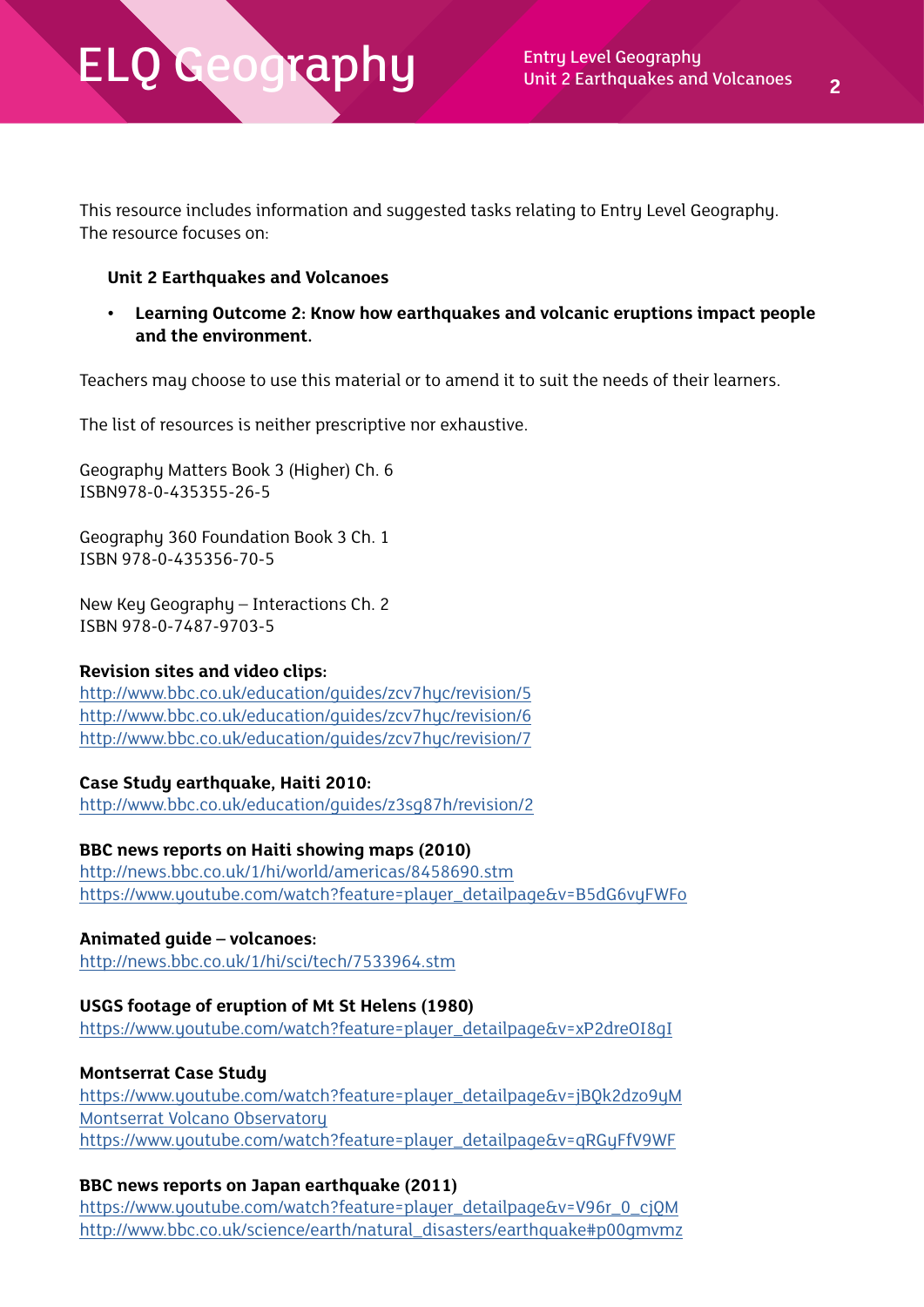This resource includes information and suggested tasks relating to Entry Level Geography. The resource focuses on:

**Unit 2 Earthquakes and Volcanoes**

- **Learning Outcome 2: Know how earthquakes and volcanic eruptions impact people and the environment.**

Teachers may choose to use this material or to amend it to suit the needs of their learners.

The list of resources is neither prescriptive nor exhaustive.

Geography Matters Book 3 (Higher) Ch. 6
ISBN978-0-435355-26-5

Geography 360 Foundation Book 3 Ch. 1
ISBN 978-0-435356-70-5

New Key Geography – Interactions Ch. 2
ISBN 978-0-7487-9703-5

**Revision sites and video clips:**
http://www.bbc.co.uk/education/guides/zcv7hyc/revision/5
http://www.bbc.co.uk/education/guides/zcv7hyc/revision/6
http://www.bbc.co.uk/education/guides/zcv7hyc/revision/7

**Case Study earthquake, Haiti 2010:**
http://www.bbc.co.uk/education/guides/z3sg87h/revision/2

**BBC news reports on Haiti showing maps (2010)**
http://news.bbc.co.uk/1/hi/world/americas/8458690.stm
https://www.youtube.com/watch?feature=player_detailpage&v=B5dG6vyFWFo

**Animated guide – volcanoes:**
http://news.bbc.co.uk/1/hi/sci/tech/7533964.stm

**USGS footage of eruption of Mt St Helens (1980)**
https://www.youtube.com/watch?feature=player_detailpage&v=xP2dreOI8gI

**Montserrat Case Study**
https://www.youtube.com/watch?feature=player_detailpage&v=jBQk2dzo9yM
Montserrat Volcano Observatory
https://www.youtube.com/watch?feature=player_detailpage&v=qRGyFfV9WF

**BBC news reports on Japan earthquake (2011)**
https://www.youtube.com/watch?feature=player_detailpage&v=V96r_0_cjQM
http://www.bbc.co.uk/science/earth/natural_disasters/earthquake#p00gmvmz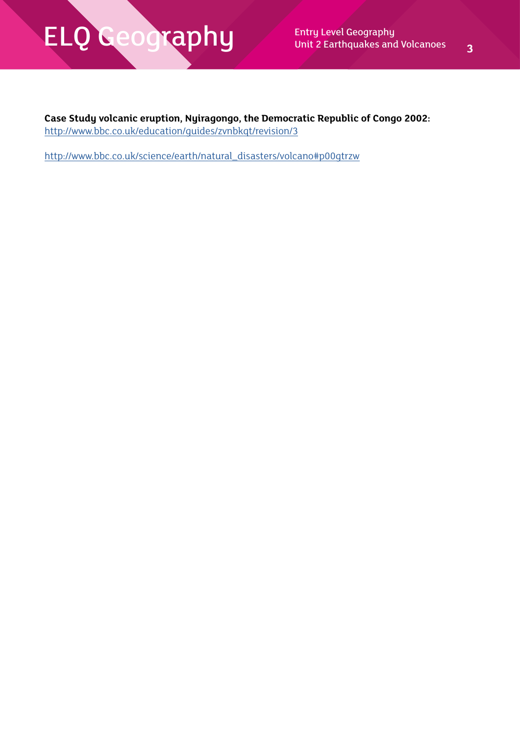**Case Study volcanic eruption, Nyiragongo, the Democratic Republic of Congo 2002:**
http://www.bbc.co.uk/education/guides/zvnbkqt/revision/3

http://www.bbc.co.uk/science/earth/natural_disasters/volcano#p00gtrzw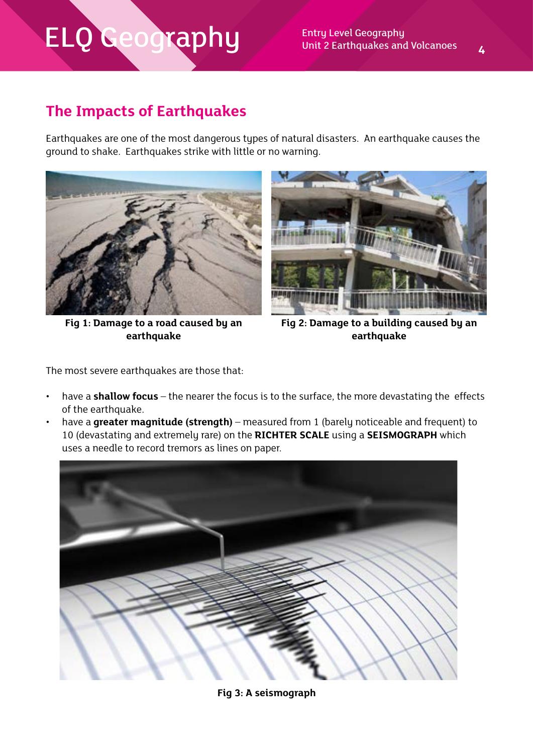## The Impacts of Earthquakes

Earthquakes are one of the most dangerous types of natural disasters. An earthquake causes the ground to shake. Earthquakes strike with little or no warning.

**Fig 1: Damage to a road caused by an earthquake**

**Fig 2: Damage to a building caused by an earthquake**

The most severe earthquakes are those that:

- have a **shallow focus** – the nearer the focus is to the surface, the more devastating the effects of the earthquake.
- have a **greater magnitude (strength)** – measured from 1 (barely noticeable and frequent) to 10 (devastating and extremely rare) on the **RICHTER SCALE** using a **SEISMOGRAPH** which uses a needle to record tremors as lines on paper.

**Fig 3: A seismograph**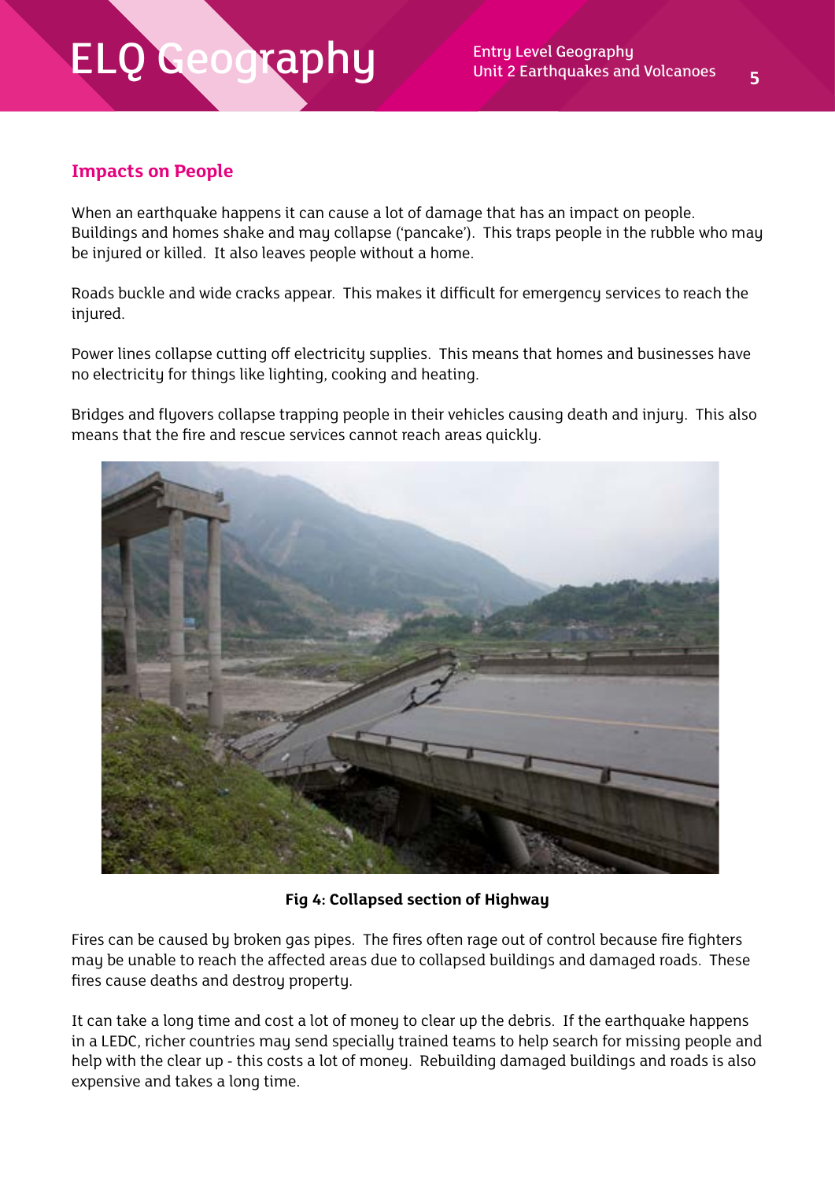## Impacts on People

When an earthquake happens it can cause a lot of damage that has an impact on people. Buildings and homes shake and may collapse ('pancake'). This traps people in the rubble who may be injured or killed. It also leaves people without a home.

Roads buckle and wide cracks appear. This makes it difficult for emergency services to reach the injured.

Power lines collapse cutting off electricity supplies. This means that homes and businesses have no electricity for things like lighting, cooking and heating.

Bridges and flyovers collapse trapping people in their vehicles causing death and injury. This also means that the fire and rescue services cannot reach areas quickly.

**Fig 4: Collapsed section of Highway**

Fires can be caused by broken gas pipes. The fires often rage out of control because fire fighters may be unable to reach the affected areas due to collapsed buildings and damaged roads. These fires cause deaths and destroy property.

It can take a long time and cost a lot of money to clear up the debris. If the earthquake happens in a LEDC, richer countries may send specially trained teams to help search for missing people and help with the clear up - this costs a lot of money. Rebuilding damaged buildings and roads is also expensive and takes a long time.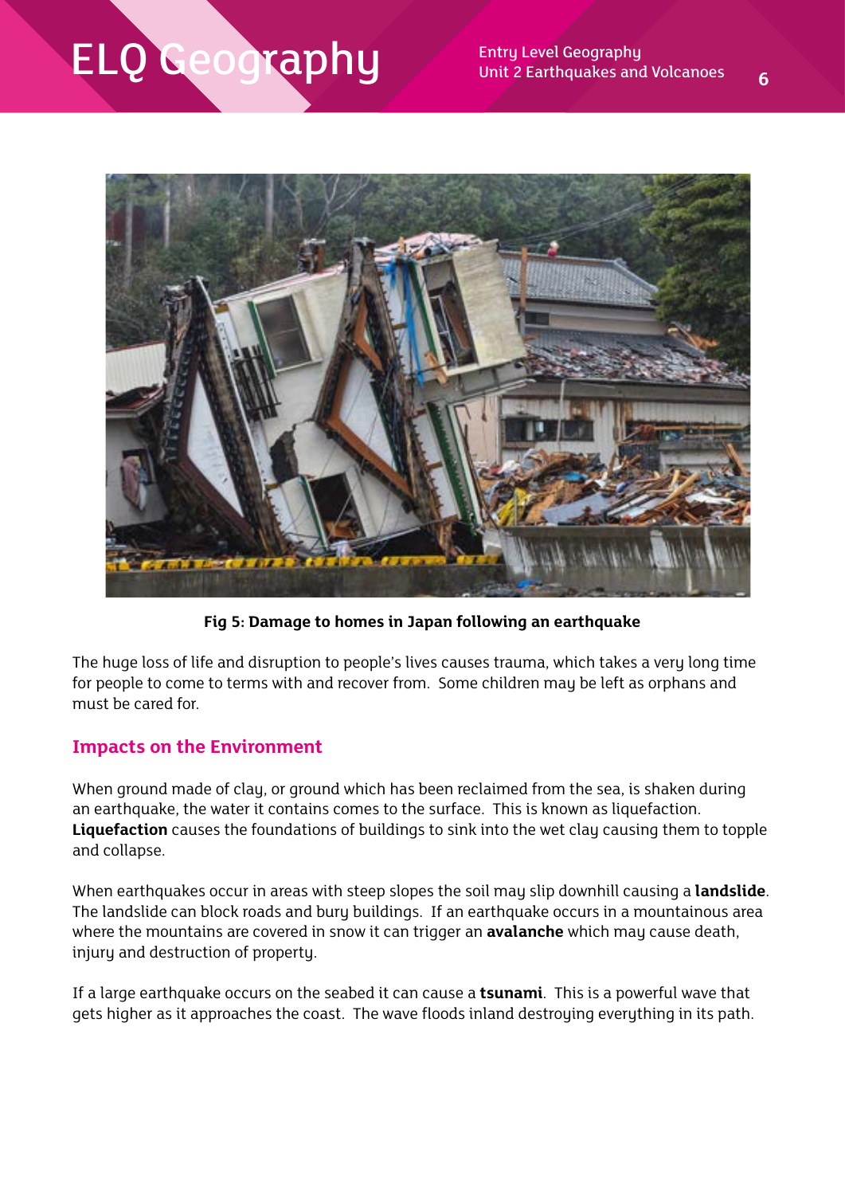**Fig 5: Damage to homes in Japan following an earthquake**

The huge loss of life and disruption to people's lives causes trauma, which takes a very long time for people to come to terms with and recover from. Some children may be left as orphans and must be cared for.

## Impacts on the Environment

When ground made of clay, or ground which has been reclaimed from the sea, is shaken during an earthquake, the water it contains comes to the surface. This is known as liquefaction. **Liquefaction** causes the foundations of buildings to sink into the wet clay causing them to topple and collapse.

When earthquakes occur in areas with steep slopes the soil may slip downhill causing a **landslide**. The landslide can block roads and bury buildings. If an earthquake occurs in a mountainous area where the mountains are covered in snow it can trigger an **avalanche** which may cause death, injury and destruction of property.

If a large earthquake occurs on the seabed it can cause a **tsunami**. This is a powerful wave that gets higher as it approaches the coast. The wave floods inland destroying everything in its path.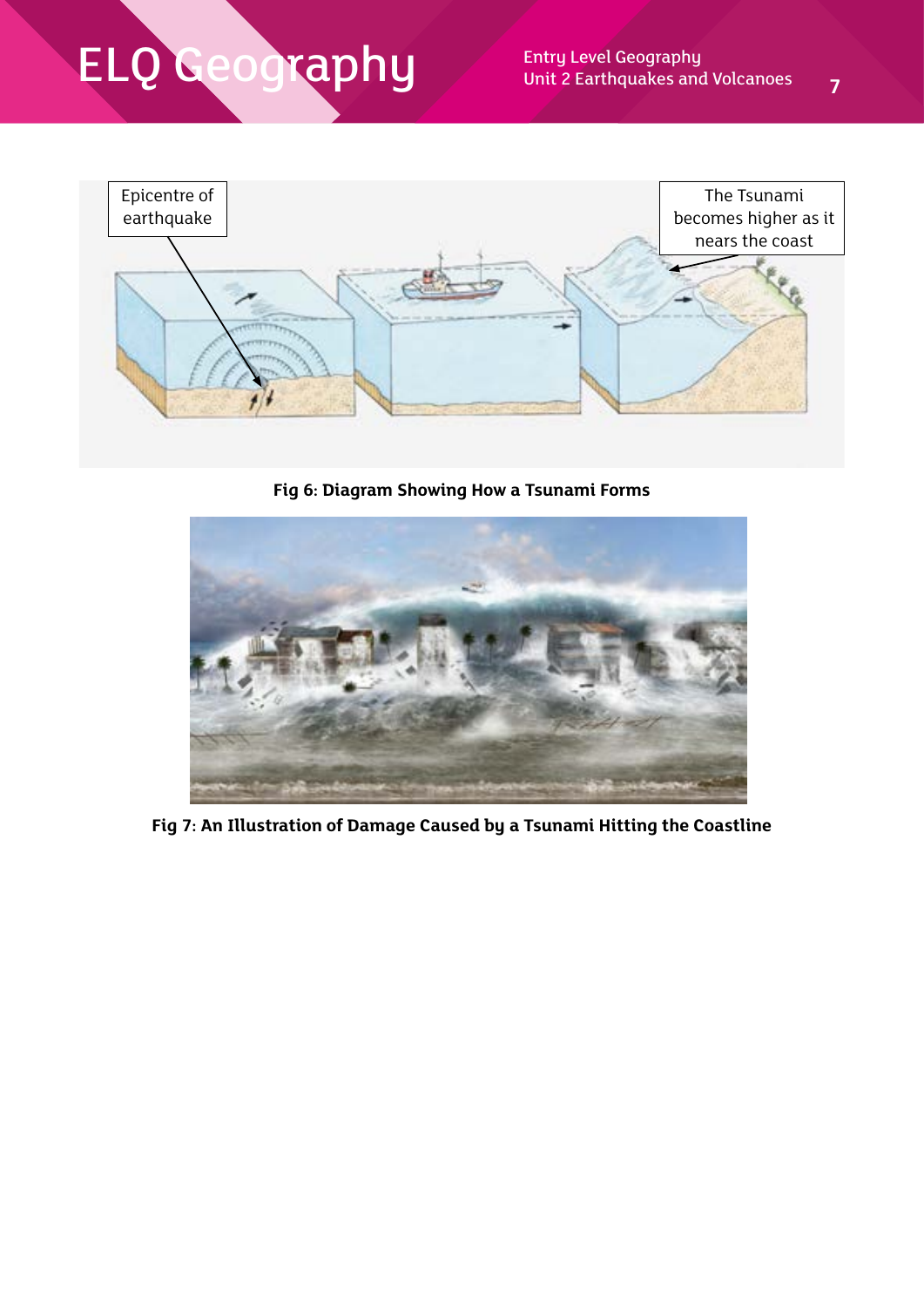Epicentre of earthquake

The Tsunami becomes higher as it nears the coast

**Fig 6: Diagram Showing How a Tsunami Forms**

**Fig 7: An Illustration of Damage Caused by a Tsunami Hitting the Coastline**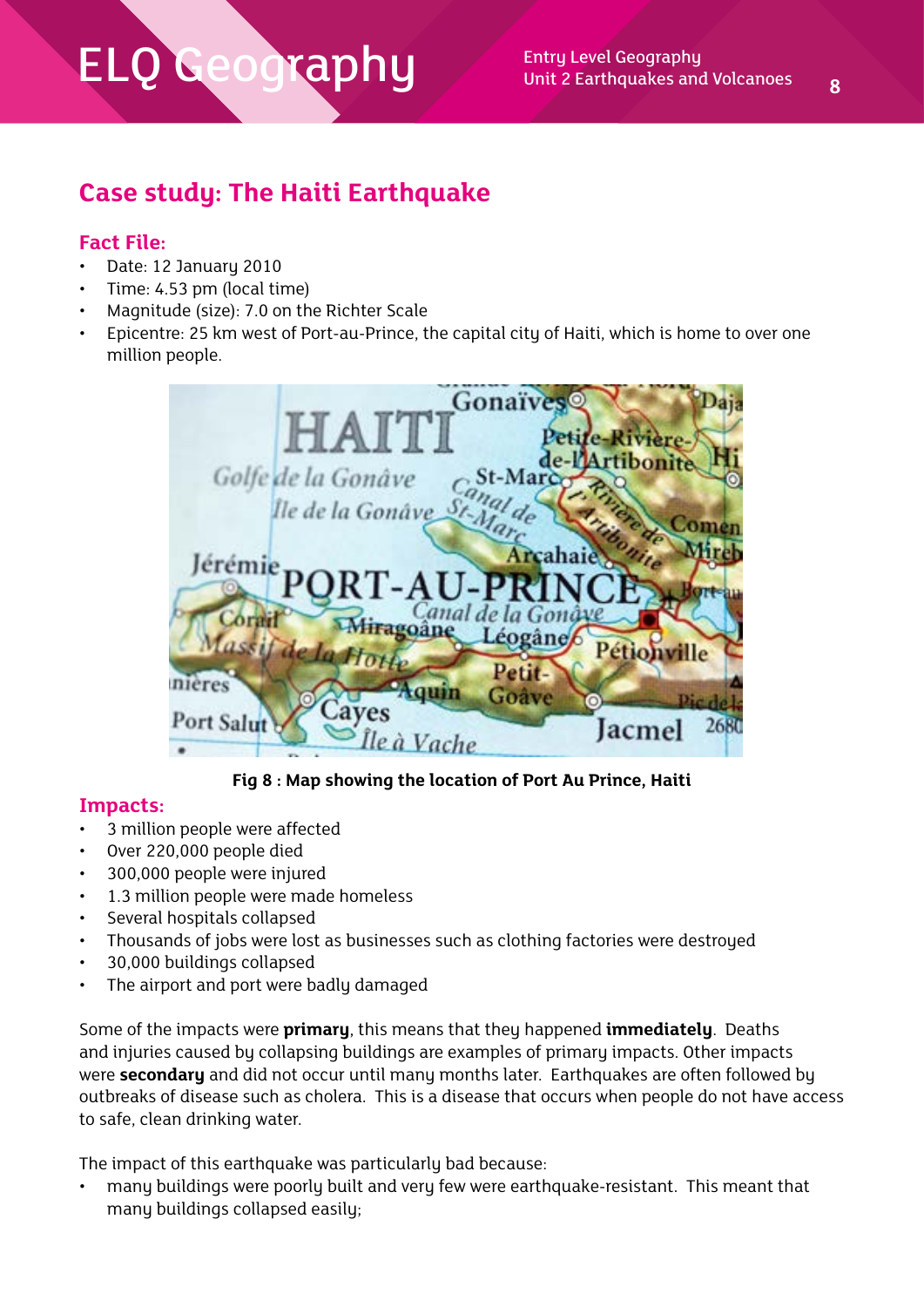## Case study: The Haiti Earthquake

### Fact File:

- Date: 12 January 2010
- Time: 4.53 pm (local time)
- Magnitude (size): 7.0 on the Richter Scale
- Epicentre: 25 km west of Port-au-Prince, the capital city of Haiti, which is home to over one million people.

**Fig 8 : Map showing the location of Port Au Prince, Haiti**

### Impacts:

- 3 million people were affected
- Over 220,000 people died
- 300,000 people were injured
- 1.3 million people were made homeless
- Several hospitals collapsed
- Thousands of jobs were lost as businesses such as clothing factories were destroyed
- 30,000 buildings collapsed
- The airport and port were badly damaged

Some of the impacts were **primary**, this means that they happened **immediately**. Deaths and injuries caused by collapsing buildings are examples of primary impacts. Other impacts were **secondary** and did not occur until many months later. Earthquakes are often followed by outbreaks of disease such as cholera. This is a disease that occurs when people do not have access to safe, clean drinking water.

The impact of this earthquake was particularly bad because:

- many buildings were poorly built and very few were earthquake-resistant. This meant that many buildings collapsed easily;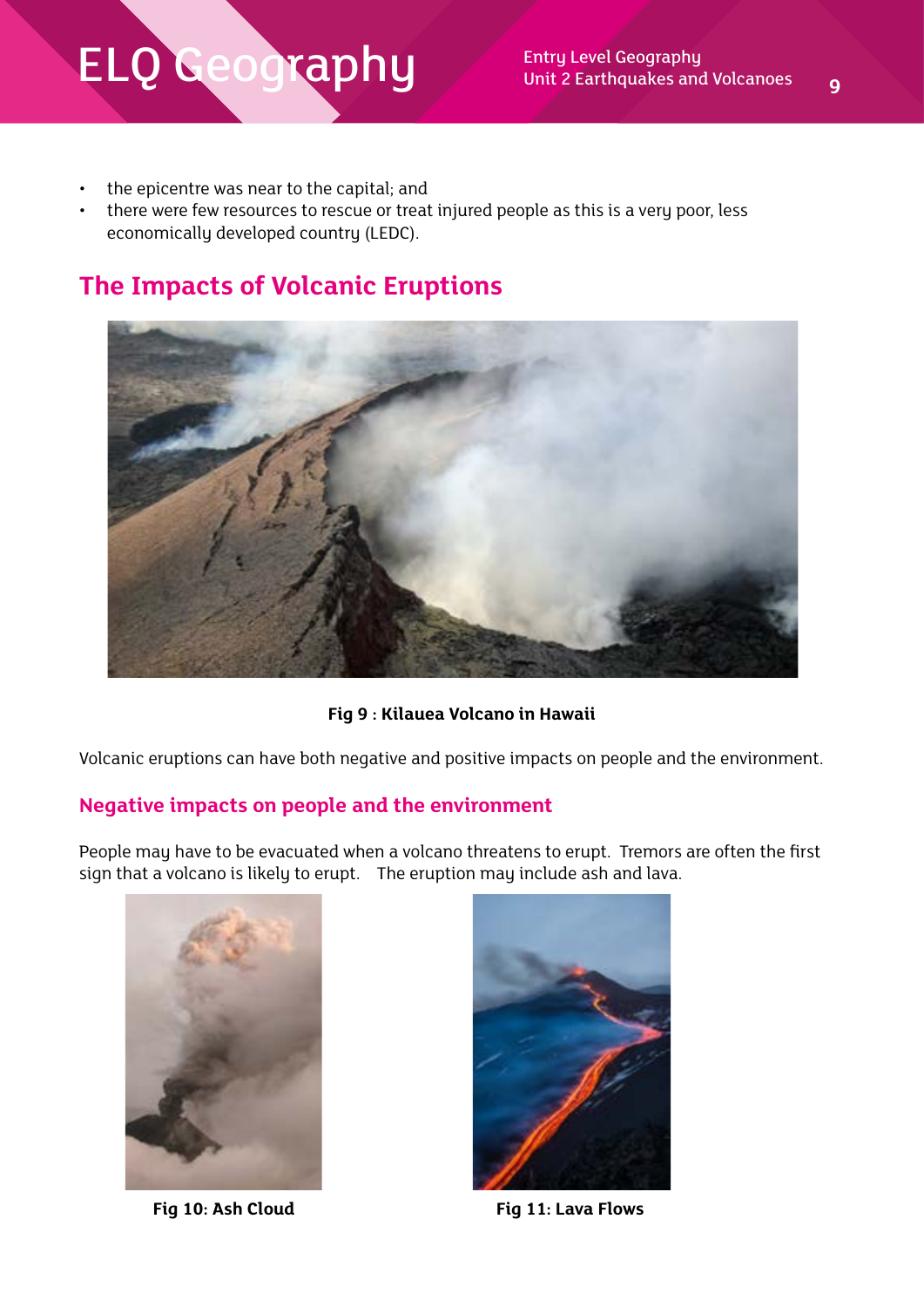- the epicentre was near to the capital; and
- there were few resources to rescue or treat injured people as this is a very poor, less economically developed country (LEDC).

## The Impacts of Volcanic Eruptions

**Fig 9 : Kilauea Volcano in Hawaii**

Volcanic eruptions can have both negative and positive impacts on people and the environment.

### Negative impacts on people and the environment

People may have to be evacuated when a volcano threatens to erupt. Tremors are often the first sign that a volcano is likely to erupt. The eruption may include ash and lava.

**Fig 10: Ash Cloud**

**Fig 11: Lava Flows**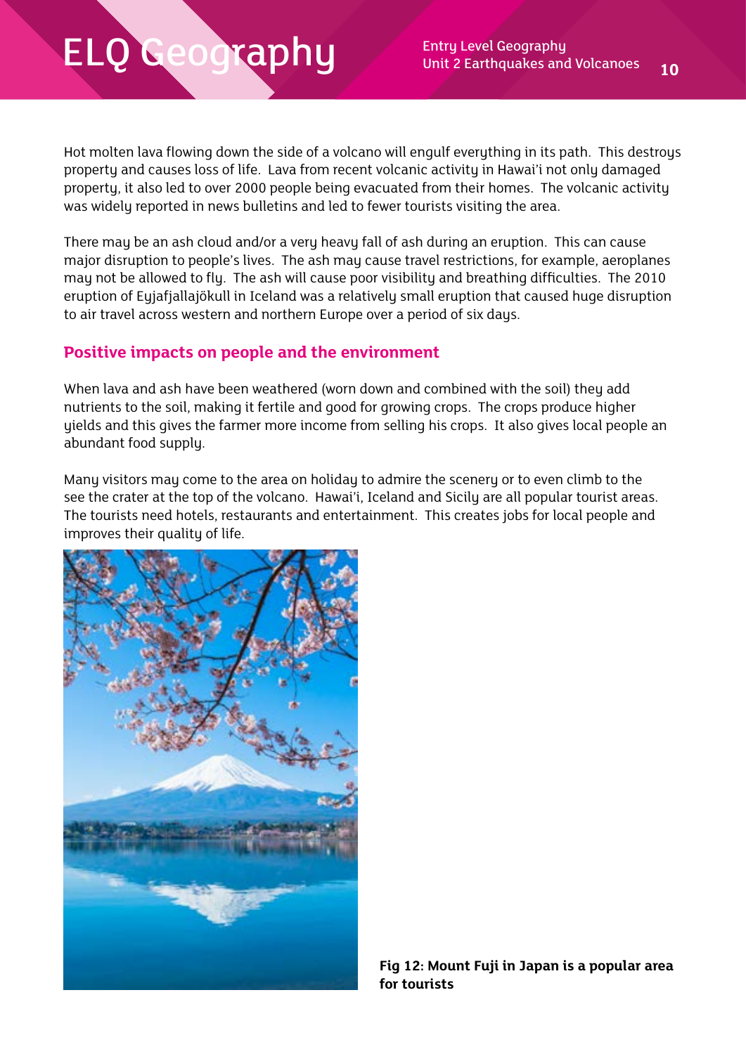Hot molten lava flowing down the side of a volcano will engulf everything in its path. This destroys property and causes loss of life. Lava from recent volcanic activity in Hawai'i not only damaged property, it also led to over 2000 people being evacuated from their homes. The volcanic activity was widely reported in news bulletins and led to fewer tourists visiting the area.

There may be an ash cloud and/or a very heavy fall of ash during an eruption. This can cause major disruption to people's lives. The ash may cause travel restrictions, for example, aeroplanes may not be allowed to fly. The ash will cause poor visibility and breathing difficulties. The 2010 eruption of Eyjafjallajökull in Iceland was a relatively small eruption that caused huge disruption to air travel across western and northern Europe over a period of six days.

## Positive impacts on people and the environment

When lava and ash have been weathered (worn down and combined with the soil) they add nutrients to the soil, making it fertile and good for growing crops. The crops produce higher yields and this gives the farmer more income from selling his crops. It also gives local people an abundant food supply.

Many visitors may come to the area on holiday to admire the scenery or to even climb to the see the crater at the top of the volcano. Hawai'i, Iceland and Sicily are all popular tourist areas. The tourists need hotels, restaurants and entertainment. This creates jobs for local people and improves their quality of life.

**Fig 12: Mount Fuji in Japan is a popular area for tourists**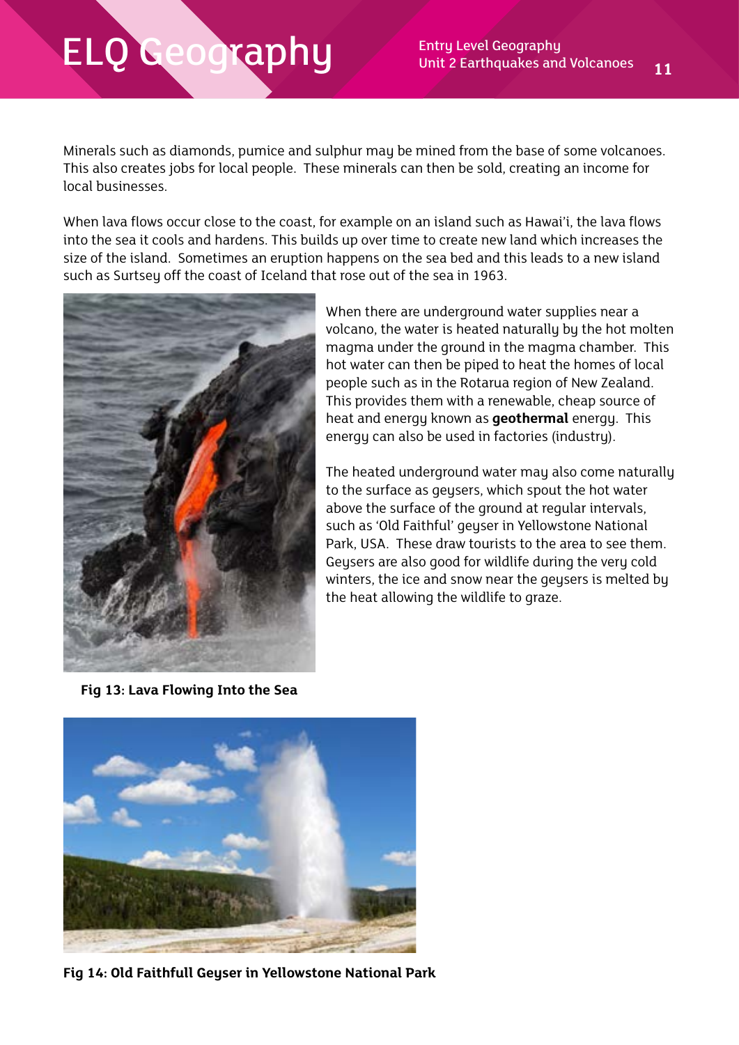Minerals such as diamonds, pumice and sulphur may be mined from the base of some volcanoes. This also creates jobs for local people. These minerals can then be sold, creating an income for local businesses.

When lava flows occur close to the coast, for example on an island such as Hawai'i, the lava flows into the sea it cools and hardens. This builds up over time to create new land which increases the size of the island. Sometimes an eruption happens on the sea bed and this leads to a new island such as Surtsey off the coast of Iceland that rose out of the sea in 1963.

When there are underground water supplies near a volcano, the water is heated naturally by the hot molten magma under the ground in the magma chamber. This hot water can then be piped to heat the homes of local people such as in the Rotarua region of New Zealand. This provides them with a renewable, cheap source of heat and energy known as **geothermal** energy. This energy can also be used in factories (industry).

The heated underground water may also come naturally to the surface as geysers, which spout the hot water above the surface of the ground at regular intervals, such as 'Old Faithful' geyser in Yellowstone National Park, USA. These draw tourists to the area to see them. Geysers are also good for wildlife during the very cold winters, the ice and snow near the geysers is melted by the heat allowing the wildlife to graze.

**Fig 13: Lava Flowing Into the Sea**

**Fig 14: Old Faithfull Geyser in Yellowstone National Park**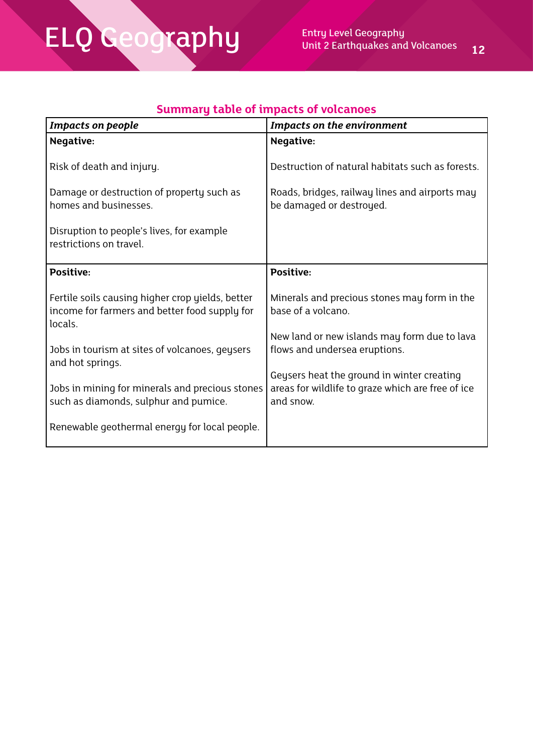## Summary table of impacts of volcanoes

| *Impacts on people* | *Impacts on the environment* |
|---|---|
| **Negative:**<br><br>Risk of death and injury.<br><br>Damage or destruction of property such as homes and businesses.<br><br>Disruption to people's lives, for example restrictions on travel. | **Negative:**<br><br>Destruction of natural habitats such as forests.<br><br>Roads, bridges, railway lines and airports may be damaged or destroyed. |
| **Positive:**<br><br>Fertile soils causing higher crop yields, better income for farmers and better food supply for locals.<br><br>Jobs in tourism at sites of volcanoes, geysers and hot springs.<br><br>Jobs in mining for minerals and precious stones such as diamonds, sulphur and pumice.<br><br>Renewable geothermal energy for local people. | **Positive:**<br><br>Minerals and precious stones may form in the base of a volcano.<br><br>New land or new islands may form due to lava flows and undersea eruptions.<br><br>Geysers heat the ground in winter creating areas for wildlife to graze which are free of ice and snow. |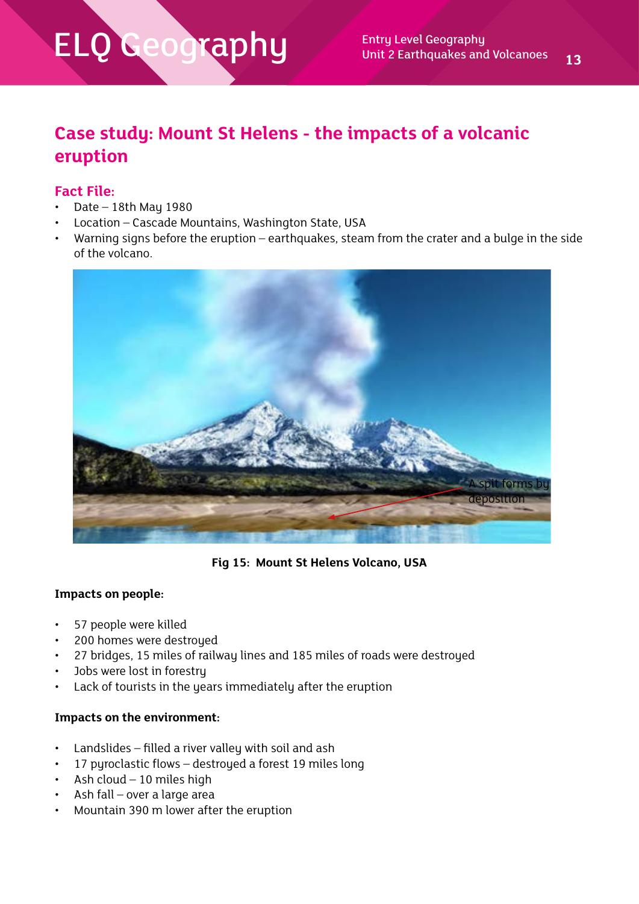## Case study: Mount St Helens - the impacts of a volcanic eruption

### Fact File:

- Date – 18th May 1980
- Location – Cascade Mountains, Washington State, USA
- Warning signs before the eruption – earthquakes, steam from the crater and a bulge in the side of the volcano.

A spit forms by deposition

**Fig 15: Mount St Helens Volcano, USA**

**Impacts on people:**

- 57 people were killed
- 200 homes were destroyed
- 27 bridges, 15 miles of railway lines and 185 miles of roads were destroyed
- Jobs were lost in forestry
- Lack of tourists in the years immediately after the eruption

**Impacts on the environment:**

- Landslides – filled a river valley with soil and ash
- 17 pyroclastic flows – destroyed a forest 19 miles long
- Ash cloud – 10 miles high
- Ash fall – over a large area
- Mountain 390 m lower after the eruption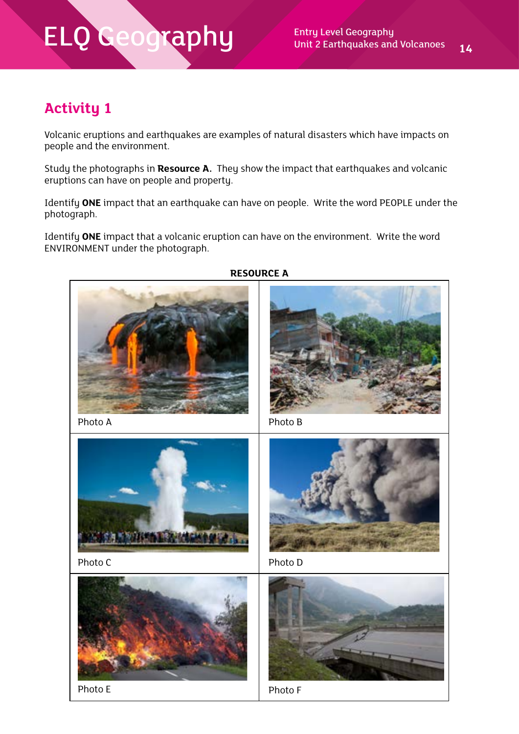## Activity 1

Volcanic eruptions and earthquakes are examples of natural disasters which have impacts on people and the environment.

Study the photographs in **Resource A.** They show the impact that earthquakes and volcanic eruptions can have on people and property.

Identify **ONE** impact that an earthquake can have on people. Write the word PEOPLE under the photograph.

Identify **ONE** impact that a volcanic eruption can have on the environment. Write the word ENVIRONMENT under the photograph.

**RESOURCE A**

| | |
|---|---|
| Photo A | Photo B |
| Photo C | Photo D |
| Photo E | Photo F |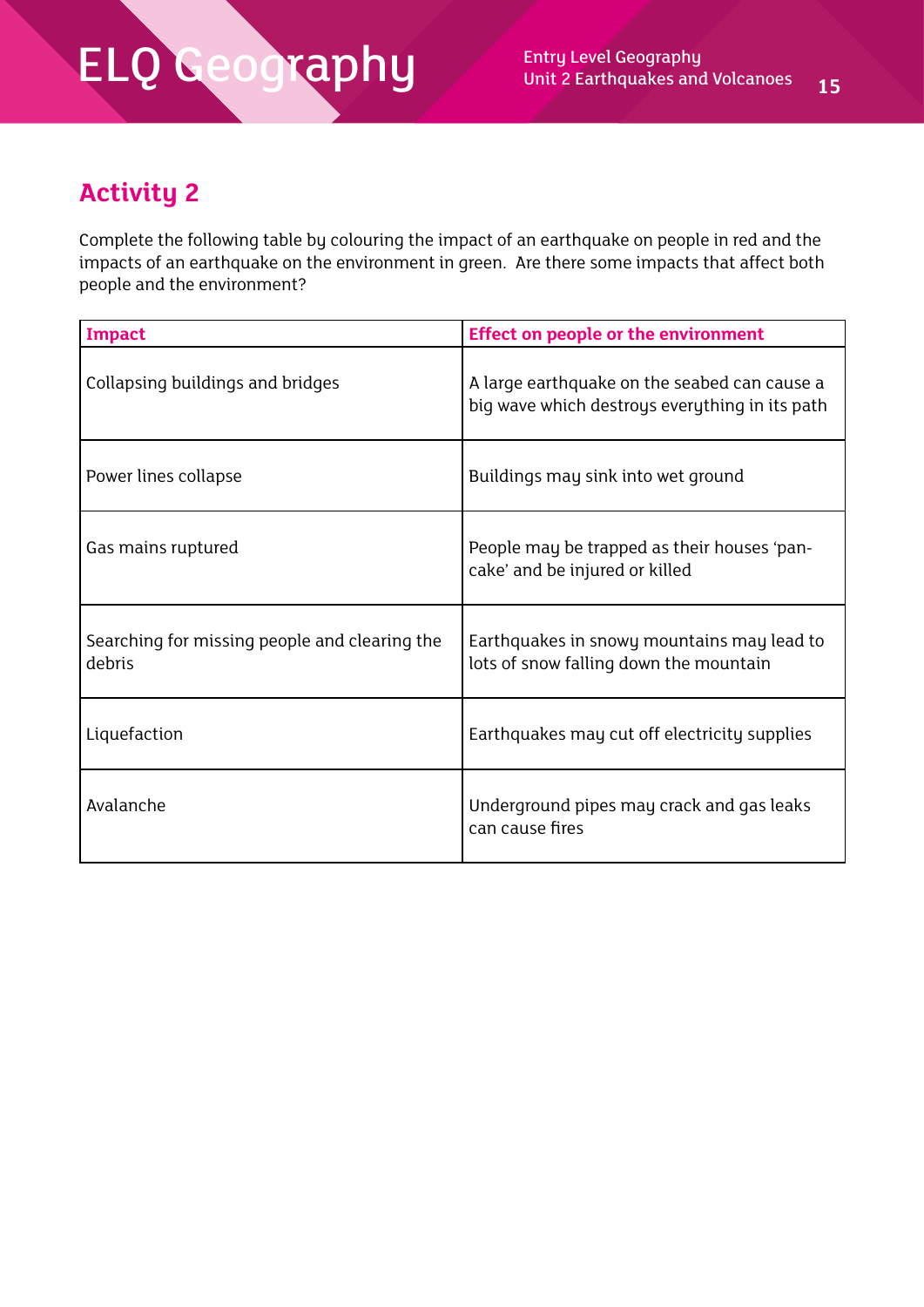## Activity 2

Complete the following table by colouring the impact of an earthquake on people in red and the impacts of an earthquake on the environment in green. Are there some impacts that affect both people and the environment?

| Impact | Effect on people or the environment |
|---|---|
| Collapsing buildings and bridges | A large earthquake on the seabed can cause a big wave which destroys everything in its path |
| Power lines collapse | Buildings may sink into wet ground |
| Gas mains ruptured | People may be trapped as their houses 'pan-cake' and be injured or killed |
| Searching for missing people and clearing the debris | Earthquakes in snowy mountains may lead to lots of snow falling down the mountain |
| Liquefaction | Earthquakes may cut off electricity supplies |
| Avalanche | Underground pipes may crack and gas leaks can cause fires |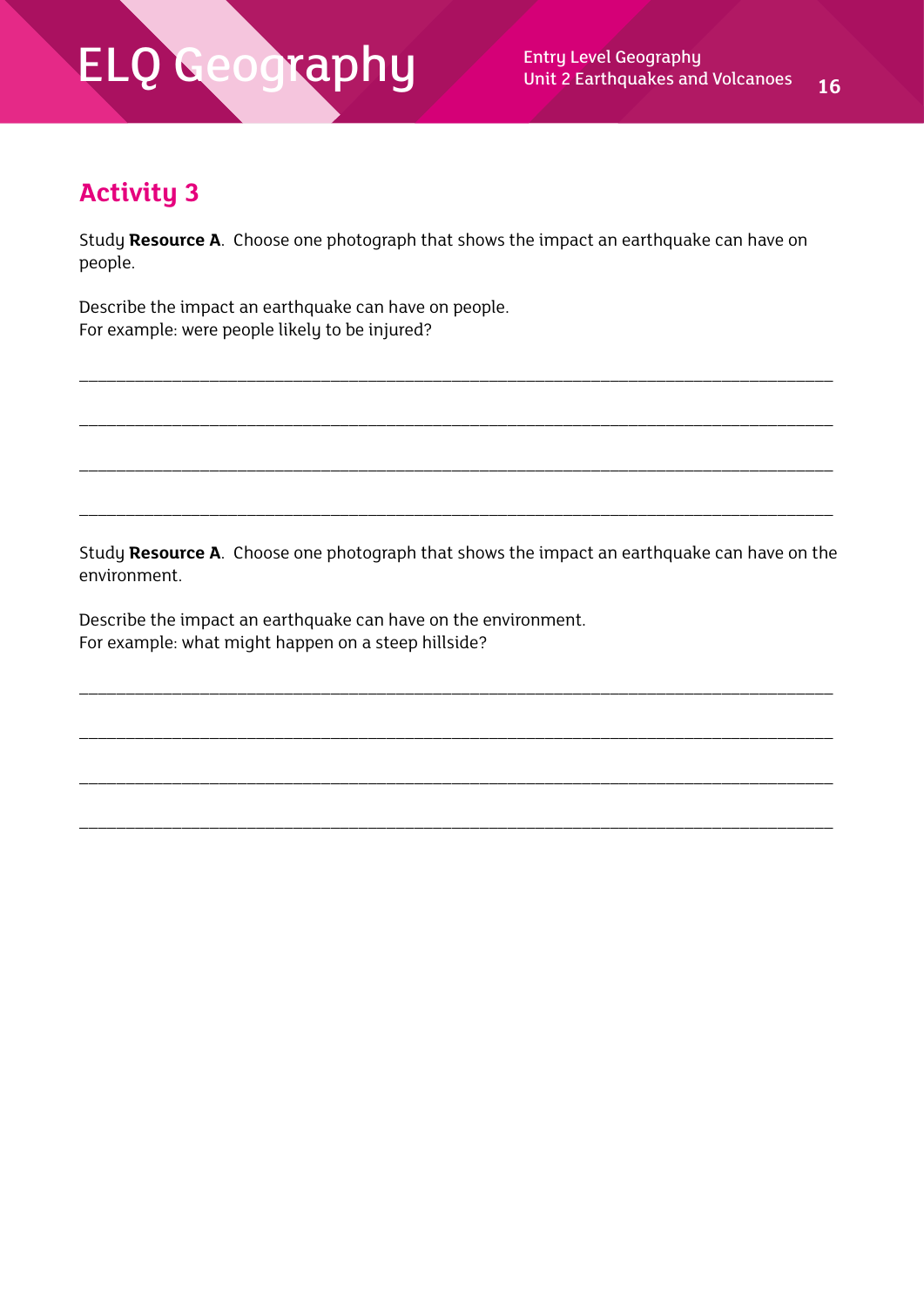## Activity 3

Study **Resource A**. Choose one photograph that shows the impact an earthquake can have on people.

Describe the impact an earthquake can have on people.
For example: were people likely to be injured?

_______________________________________________________________________________

_______________________________________________________________________________

_______________________________________________________________________________

_______________________________________________________________________________

Study **Resource A**. Choose one photograph that shows the impact an earthquake can have on the environment.

Describe the impact an earthquake can have on the environment.
For example: what might happen on a steep hillside?

_______________________________________________________________________________

_______________________________________________________________________________

_______________________________________________________________________________

_______________________________________________________________________________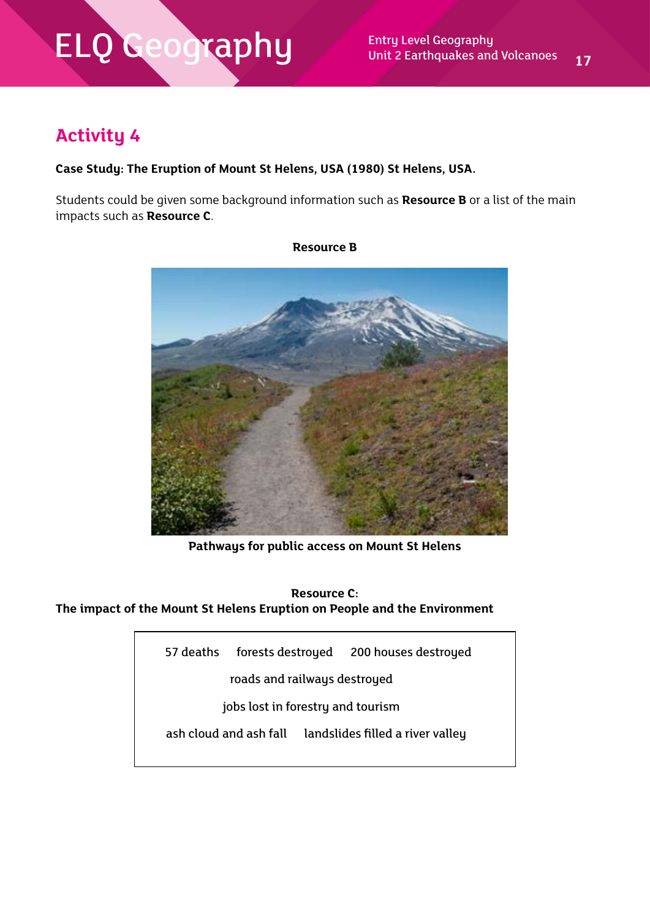## Activity 4

**Case Study: The Eruption of Mount St Helens, USA (1980) St Helens, USA.**

Students could be given some background information such as **Resource B** or a list of the main impacts such as **Resource C**.

**Resource B**

**Pathways for public access on Mount St Helens**

**Resource C:**
**The impact of the Mount St Helens Eruption on People and the Environment**

57 deaths    forests destroyed    200 houses destroyed

roads and railways destroyed

jobs lost in forestry and tourism

ash cloud and ash fall    landslides filled a river valley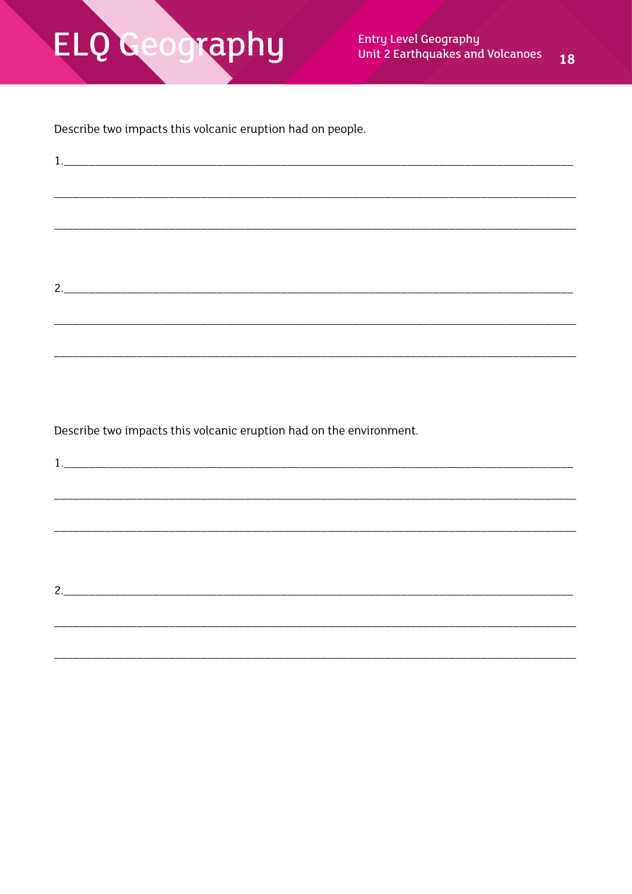Describe two impacts this volcanic eruption had on people.

1.______________________________________________________________________________

________________________________________________________________________________

________________________________________________________________________________

2.______________________________________________________________________________

________________________________________________________________________________

________________________________________________________________________________

Describe two impacts this volcanic eruption had on the environment.

1.______________________________________________________________________________

________________________________________________________________________________

________________________________________________________________________________

2.______________________________________________________________________________

________________________________________________________________________________

________________________________________________________________________________